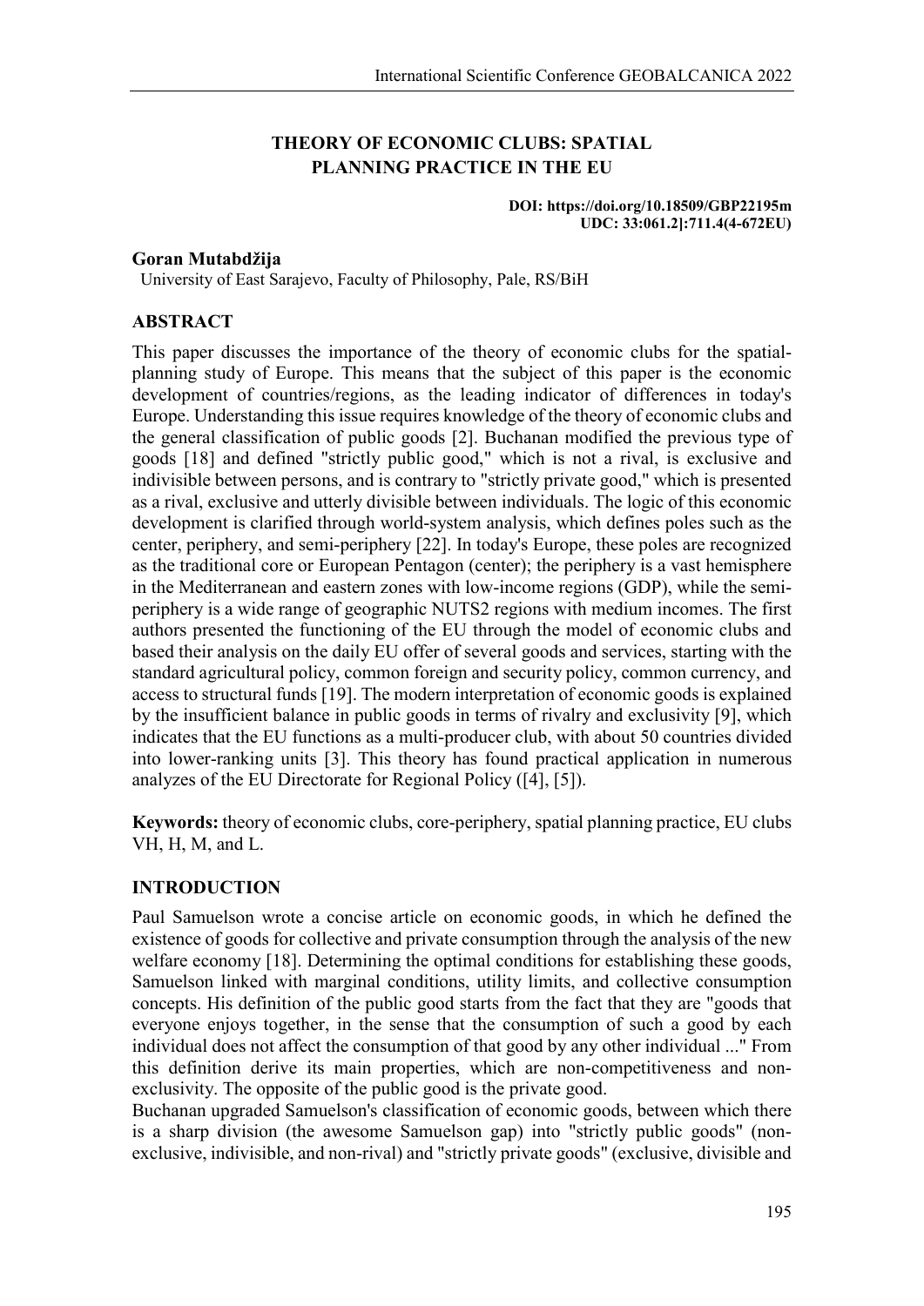# THEORY OF ECONOMIC CLUBS: SPATIAL PLANNING PRACTICE IN THE EU

**DOI: https://doi.org/10.18509/GBP22195m**
**UDC: 33:061.2]:711.4(4-672EU)**

**Goran Mutabdžija**
University of East Sarajevo, Faculty of Philosophy, Pale, RS/BiH

## ABSTRACT

This paper discusses the importance of the theory of economic clubs for the spatial-planning study of Europe. This means that the subject of this paper is the economic development of countries/regions, as the leading indicator of differences in today's Europe. Understanding this issue requires knowledge of the theory of economic clubs and the general classification of public goods [2]. Buchanan modified the previous type of goods [18] and defined "strictly public good," which is not a rival, is exclusive and indivisible between persons, and is contrary to "strictly private good," which is presented as a rival, exclusive and utterly divisible between individuals. The logic of this economic development is clarified through world-system analysis, which defines poles such as the center, periphery, and semi-periphery [22]. In today's Europe, these poles are recognized as the traditional core or European Pentagon (center); the periphery is a vast hemisphere in the Mediterranean and eastern zones with low-income regions (GDP), while the semi-periphery is a wide range of geographic NUTS2 regions with medium incomes. The first authors presented the functioning of the EU through the model of economic clubs and based their analysis on the daily EU offer of several goods and services, starting with the standard agricultural policy, common foreign and security policy, common currency, and access to structural funds [19]. The modern interpretation of economic goods is explained by the insufficient balance in public goods in terms of rivalry and exclusivity [9], which indicates that the EU functions as a multi-producer club, with about 50 countries divided into lower-ranking units [3]. This theory has found practical application in numerous analyzes of the EU Directorate for Regional Policy ([4], [5]).

**Keywords:** theory of economic clubs, core-periphery, spatial planning practice, EU clubs VH, H, M, and L.

## INTRODUCTION

Paul Samuelson wrote a concise article on economic goods, in which he defined the existence of goods for collective and private consumption through the analysis of the new welfare economy [18]. Determining the optimal conditions for establishing these goods, Samuelson linked with marginal conditions, utility limits, and collective consumption concepts. His definition of the public good starts from the fact that they are "goods that everyone enjoys together, in the sense that the consumption of such a good by each individual does not affect the consumption of that good by any other individual ..." From this definition derive its main properties, which are non-competitiveness and non-exclusivity. The opposite of the public good is the private good.

Buchanan upgraded Samuelson's classification of economic goods, between which there is a sharp division (the awesome Samuelson gap) into "strictly public goods" (non-exclusive, indivisible, and non-rival) and "strictly private goods" (exclusive, divisible and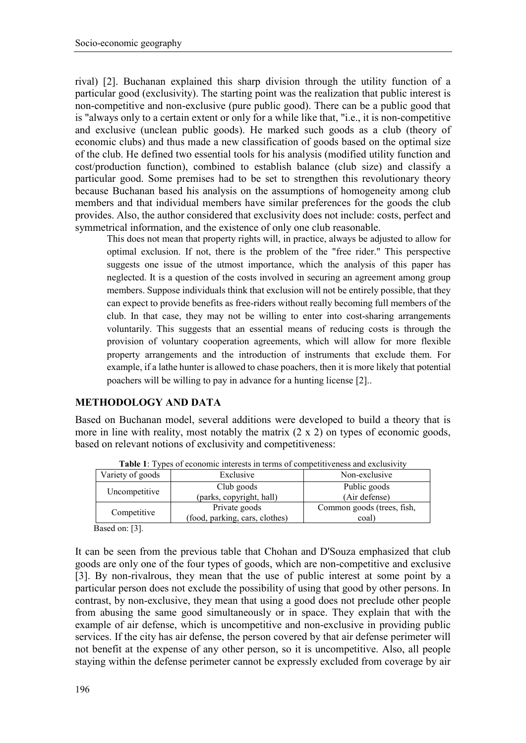rival) [2]. Buchanan explained this sharp division through the utility function of a particular good (exclusivity). The starting point was the realization that public interest is non-competitive and non-exclusive (pure public good). There can be a public good that is "always only to a certain extent or only for a while like that, "i.e., it is non-competitive and exclusive (unclean public goods). He marked such goods as a club (theory of economic clubs) and thus made a new classification of goods based on the optimal size of the club. He defined two essential tools for his analysis (modified utility function and cost/production function), combined to establish balance (club size) and classify a particular good. Some premises had to be set to strengthen this revolutionary theory because Buchanan based his analysis on the assumptions of homogeneity among club members and that individual members have similar preferences for the goods the club provides. Also, the author considered that exclusivity does not include: costs, perfect and symmetrical information, and the existence of only one club reasonable.

> This does not mean that property rights will, in practice, always be adjusted to allow for optimal exclusion. If not, there is the problem of the "free rider." This perspective suggests one issue of the utmost importance, which the analysis of this paper has neglected. It is a question of the costs involved in securing an agreement among group members. Suppose individuals think that exclusion will not be entirely possible, that they can expect to provide benefits as free-riders without really becoming full members of the club. In that case, they may not be willing to enter into cost-sharing arrangements voluntarily. This suggests that an essential means of reducing costs is through the provision of voluntary cooperation agreements, which will allow for more flexible property arrangements and the introduction of instruments that exclude them. For example, if a lathe hunter is allowed to chase poachers, then it is more likely that potential poachers will be willing to pay in advance for a hunting license [2]..

## METHODOLOGY AND DATA

Based on Buchanan model, several additions were developed to build a theory that is more in line with reality, most notably the matrix (2 x 2) on types of economic goods, based on relevant notions of exclusivity and competitiveness:

**Table 1**: Types of economic interests in terms of competitiveness and exclusivity

| Variety of goods | Exclusive | Non-exclusive |
| --- | --- | --- |
| Uncompetitive | Club goods (parks, copyright, hall) | Public goods (Air defense) |
| Competitive | Private goods (food, parking, cars, clothes) | Common goods (trees, fish, coal) |

Based on: [3].

It can be seen from the previous table that Chohan and D'Souza emphasized that club goods are only one of the four types of goods, which are non-competitive and exclusive [3]. By non-rivalrous, they mean that the use of public interest at some point by a particular person does not exclude the possibility of using that good by other persons. In contrast, by non-exclusive, they mean that using a good does not preclude other people from abusing the same good simultaneously or in space. They explain that with the example of air defense, which is uncompetitive and non-exclusive in providing public services. If the city has air defense, the person covered by that air defense perimeter will not benefit at the expense of any other person, so it is uncompetitive. Also, all people staying within the defense perimeter cannot be expressly excluded from coverage by air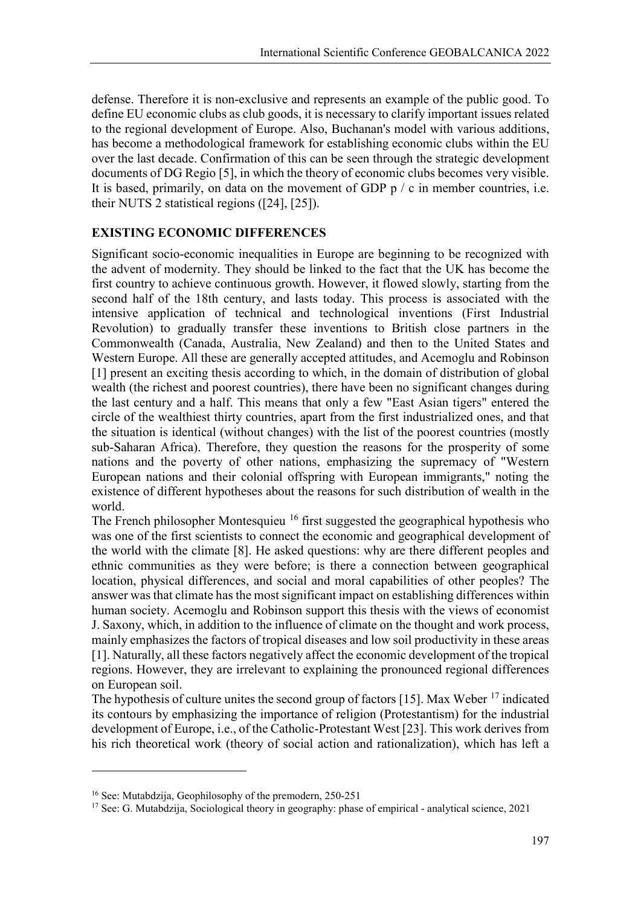defense. Therefore it is non-exclusive and represents an example of the public good. To define EU economic clubs as club goods, it is necessary to clarify important issues related to the regional development of Europe. Also, Buchanan's model with various additions, has become a methodological framework for establishing economic clubs within the EU over the last decade. Confirmation of this can be seen through the strategic development documents of DG Regio [5], in which the theory of economic clubs becomes very visible. It is based, primarily, on data on the movement of GDP p / c in member countries, i.e. their NUTS 2 statistical regions ([24], [25]).

## EXISTING ECONOMIC DIFFERENCES

Significant socio-economic inequalities in Europe are beginning to be recognized with the advent of modernity. They should be linked to the fact that the UK has become the first country to achieve continuous growth. However, it flowed slowly, starting from the second half of the 18th century, and lasts today. This process is associated with the intensive application of technical and technological inventions (First Industrial Revolution) to gradually transfer these inventions to British close partners in the Commonwealth (Canada, Australia, New Zealand) and then to the United States and Western Europe. All these are generally accepted attitudes, and Acemoglu and Robinson [1] present an exciting thesis according to which, in the domain of distribution of global wealth (the richest and poorest countries), there have been no significant changes during the last century and a half. This means that only a few "East Asian tigers" entered the circle of the wealthiest thirty countries, apart from the first industrialized ones, and that the situation is identical (without changes) with the list of the poorest countries (mostly sub-Saharan Africa). Therefore, they question the reasons for the prosperity of some nations and the poverty of other nations, emphasizing the supremacy of "Western European nations and their colonial offspring with European immigrants," noting the existence of different hypotheses about the reasons for such distribution of wealth in the world.

The French philosopher Montesquieu [16] first suggested the geographical hypothesis who was one of the first scientists to connect the economic and geographical development of the world with the climate [8]. He asked questions: why are there different peoples and ethnic communities as they were before; is there a connection between geographical location, physical differences, and social and moral capabilities of other peoples? The answer was that climate has the most significant impact on establishing differences within human society. Acemoglu and Robinson support this thesis with the views of economist J. Saxony, which, in addition to the influence of climate on the thought and work process, mainly emphasizes the factors of tropical diseases and low soil productivity in these areas [1]. Naturally, all these factors negatively affect the economic development of the tropical regions. However, they are irrelevant to explaining the pronounced regional differences on European soil.

The hypothesis of culture unites the second group of factors [15]. Max Weber [17] indicated its contours by emphasizing the importance of religion (Protestantism) for the industrial development of Europe, i.e., of the Catholic-Protestant West [23]. This work derives from his rich theoretical work (theory of social action and rationalization), which has left a

---

[16] See: Mutabdzija, Geophilosophy of the premodern, 250-251

[17] See: G. Mutabdzija, Sociological theory in geography: phase of empirical - analytical science, 2021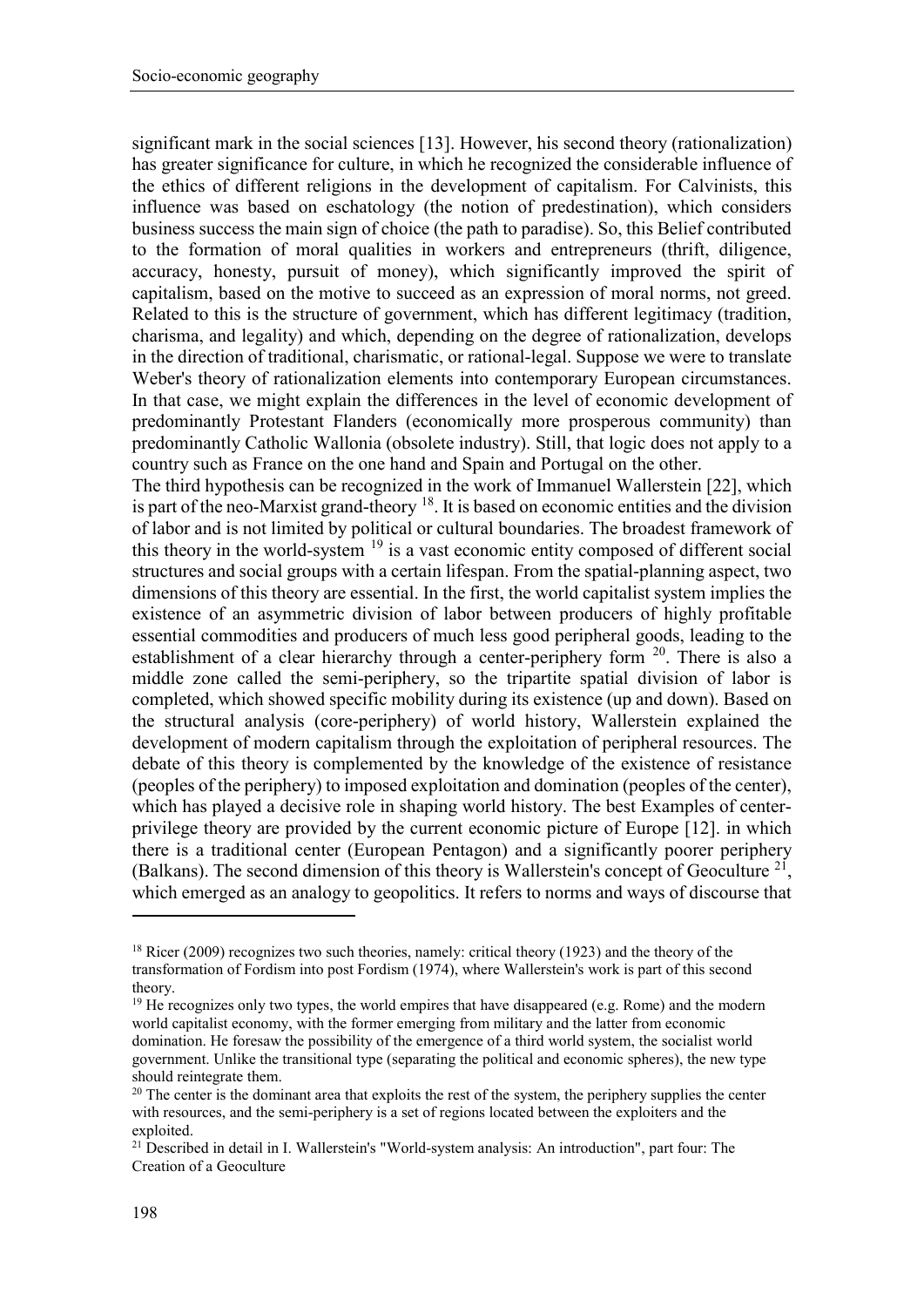significant mark in the social sciences [13]. However, his second theory (rationalization) has greater significance for culture, in which he recognized the considerable influence of the ethics of different religions in the development of capitalism. For Calvinists, this influence was based on eschatology (the notion of predestination), which considers business success the main sign of choice (the path to paradise). So, this Belief contributed to the formation of moral qualities in workers and entrepreneurs (thrift, diligence, accuracy, honesty, pursuit of money), which significantly improved the spirit of capitalism, based on the motive to succeed as an expression of moral norms, not greed. Related to this is the structure of government, which has different legitimacy (tradition, charisma, and legality) and which, depending on the degree of rationalization, develops in the direction of traditional, charismatic, or rational-legal. Suppose we were to translate Weber's theory of rationalization elements into contemporary European circumstances. In that case, we might explain the differences in the level of economic development of predominantly Protestant Flanders (economically more prosperous community) than predominantly Catholic Wallonia (obsolete industry). Still, that logic does not apply to a country such as France on the one hand and Spain and Portugal on the other.

The third hypothesis can be recognized in the work of Immanuel Wallerstein [22], which is part of the neo-Marxist grand-theory [18]. It is based on economic entities and the division of labor and is not limited by political or cultural boundaries. The broadest framework of this theory in the world-system [19] is a vast economic entity composed of different social structures and social groups with a certain lifespan. From the spatial-planning aspect, two dimensions of this theory are essential. In the first, the world capitalist system implies the existence of an asymmetric division of labor between producers of highly profitable essential commodities and producers of much less good peripheral goods, leading to the establishment of a clear hierarchy through a center-periphery form [20]. There is also a middle zone called the semi-periphery, so the tripartite spatial division of labor is completed, which showed specific mobility during its existence (up and down). Based on the structural analysis (core-periphery) of world history, Wallerstein explained the development of modern capitalism through the exploitation of peripheral resources. The debate of this theory is complemented by the knowledge of the existence of resistance (peoples of the periphery) to imposed exploitation and domination (peoples of the center), which has played a decisive role in shaping world history. The best Examples of center-privilege theory are provided by the current economic picture of Europe [12]. in which there is a traditional center (European Pentagon) and a significantly poorer periphery (Balkans). The second dimension of this theory is Wallerstein's concept of Geoculture [21], which emerged as an analogy to geopolitics. It refers to norms and ways of discourse that

---

[18] Ricer (2009) recognizes two such theories, namely: critical theory (1923) and the theory of the transformation of Fordism into post Fordism (1974), where Wallerstein's work is part of this second theory.

[19] He recognizes only two types, the world empires that have disappeared (e.g. Rome) and the modern world capitalist economy, with the former emerging from military and the latter from economic domination. He foresaw the possibility of the emergence of a third world system, the socialist world government. Unlike the transitional type (separating the political and economic spheres), the new type should reintegrate them.

[20] The center is the dominant area that exploits the rest of the system, the periphery supplies the center with resources, and the semi-periphery is a set of regions located between the exploiters and the exploited.

[21] Described in detail in I. Wallerstein's "World-system analysis: An introduction", part four: The Creation of a Geoculture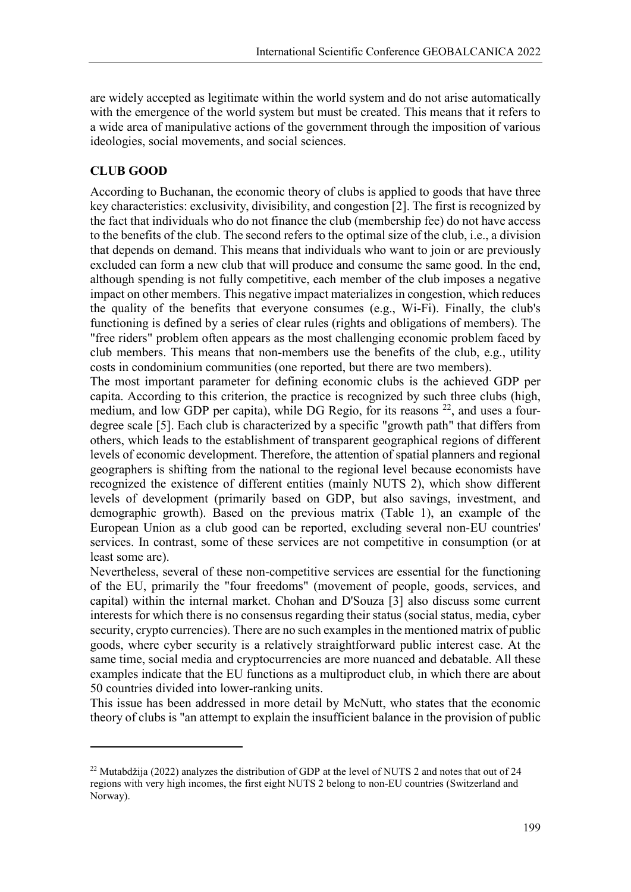are widely accepted as legitimate within the world system and do not arise automatically with the emergence of the world system but must be created. This means that it refers to a wide area of manipulative actions of the government through the imposition of various ideologies, social movements, and social sciences.

## CLUB GOOD

According to Buchanan, the economic theory of clubs is applied to goods that have three key characteristics: exclusivity, divisibility, and congestion [2]. The first is recognized by the fact that individuals who do not finance the club (membership fee) do not have access to the benefits of the club. The second refers to the optimal size of the club, i.e., a division that depends on demand. This means that individuals who want to join or are previously excluded can form a new club that will produce and consume the same good. In the end, although spending is not fully competitive, each member of the club imposes a negative impact on other members. This negative impact materializes in congestion, which reduces the quality of the benefits that everyone consumes (e.g., Wi-Fi). Finally, the club's functioning is defined by a series of clear rules (rights and obligations of members). The "free riders" problem often appears as the most challenging economic problem faced by club members. This means that non-members use the benefits of the club, e.g., utility costs in condominium communities (one reported, but there are two members).

The most important parameter for defining economic clubs is the achieved GDP per capita. According to this criterion, the practice is recognized by such three clubs (high, medium, and low GDP per capita), while DG Regio, for its reasons [22], and uses a four-degree scale [5]. Each club is characterized by a specific "growth path" that differs from others, which leads to the establishment of transparent geographical regions of different levels of economic development. Therefore, the attention of spatial planners and regional geographers is shifting from the national to the regional level because economists have recognized the existence of different entities (mainly NUTS 2), which show different levels of development (primarily based on GDP, but also savings, investment, and demographic growth). Based on the previous matrix (Table 1), an example of the European Union as a club good can be reported, excluding several non-EU countries' services. In contrast, some of these services are not competitive in consumption (or at least some are).

Nevertheless, several of these non-competitive services are essential for the functioning of the EU, primarily the "four freedoms" (movement of people, goods, services, and capital) within the internal market. Chohan and D'Souza [3] also discuss some current interests for which there is no consensus regarding their status (social status, media, cyber security, crypto currencies). There are no such examples in the mentioned matrix of public goods, where cyber security is a relatively straightforward public interest case. At the same time, social media and cryptocurrencies are more nuanced and debatable. All these examples indicate that the EU functions as a multiproduct club, in which there are about 50 countries divided into lower-ranking units.

This issue has been addressed in more detail by McNutt, who states that the economic theory of clubs is "an attempt to explain the insufficient balance in the provision of public

---

[22] Mutabdžija (2022) analyzes the distribution of GDP at the level of NUTS 2 and notes that out of 24 regions with very high incomes, the first eight NUTS 2 belong to non-EU countries (Switzerland and Norway).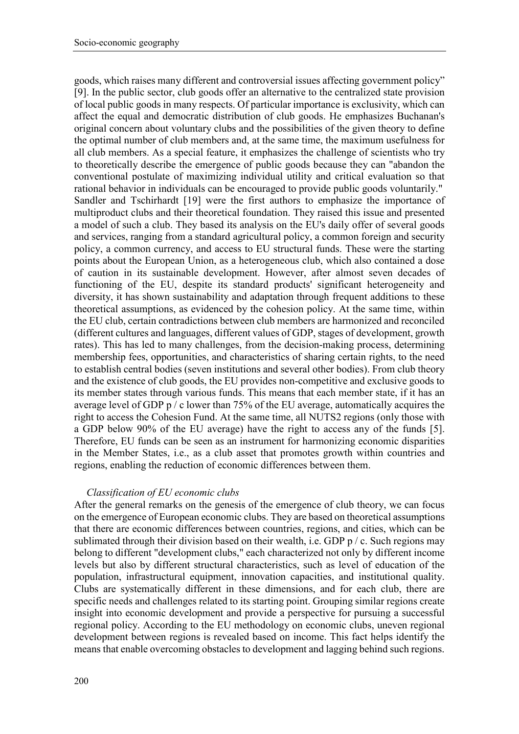goods, which raises many different and controversial issues affecting government policy" [9]. In the public sector, club goods offer an alternative to the centralized state provision of local public goods in many respects. Of particular importance is exclusivity, which can affect the equal and democratic distribution of club goods. He emphasizes Buchanan's original concern about voluntary clubs and the possibilities of the given theory to define the optimal number of club members and, at the same time, the maximum usefulness for all club members. As a special feature, it emphasizes the challenge of scientists who try to theoretically describe the emergence of public goods because they can "abandon the conventional postulate of maximizing individual utility and critical evaluation so that rational behavior in individuals can be encouraged to provide public goods voluntarily." Sandler and Tschirhardt [19] were the first authors to emphasize the importance of multiproduct clubs and their theoretical foundation. They raised this issue and presented a model of such a club. They based its analysis on the EU's daily offer of several goods and services, ranging from a standard agricultural policy, a common foreign and security policy, a common currency, and access to EU structural funds. These were the starting points about the European Union, as a heterogeneous club, which also contained a dose of caution in its sustainable development. However, after almost seven decades of functioning of the EU, despite its standard products' significant heterogeneity and diversity, it has shown sustainability and adaptation through frequent additions to these theoretical assumptions, as evidenced by the cohesion policy. At the same time, within the EU club, certain contradictions between club members are harmonized and reconciled (different cultures and languages, different values of GDP, stages of development, growth rates). This has led to many challenges, from the decision-making process, determining membership fees, opportunities, and characteristics of sharing certain rights, to the need to establish central bodies (seven institutions and several other bodies). From club theory and the existence of club goods, the EU provides non-competitive and exclusive goods to its member states through various funds. This means that each member state, if it has an average level of GDP p / c lower than 75% of the EU average, automatically acquires the right to access the Cohesion Fund. At the same time, all NUTS2 regions (only those with a GDP below 90% of the EU average) have the right to access any of the funds [5]. Therefore, EU funds can be seen as an instrument for harmonizing economic disparities in the Member States, i.e., as a club asset that promotes growth within countries and regions, enabling the reduction of economic differences between them.

*Classification of EU economic clubs*

After the general remarks on the genesis of the emergence of club theory, we can focus on the emergence of European economic clubs. They are based on theoretical assumptions that there are economic differences between countries, regions, and cities, which can be sublimated through their division based on their wealth, i.e. GDP p / c. Such regions may belong to different "development clubs," each characterized not only by different income levels but also by different structural characteristics, such as level of education of the population, infrastructural equipment, innovation capacities, and institutional quality. Clubs are systematically different in these dimensions, and for each club, there are specific needs and challenges related to its starting point. Grouping similar regions create insight into economic development and provide a perspective for pursuing a successful regional policy. According to the EU methodology on economic clubs, uneven regional development between regions is revealed based on income. This fact helps identify the means that enable overcoming obstacles to development and lagging behind such regions.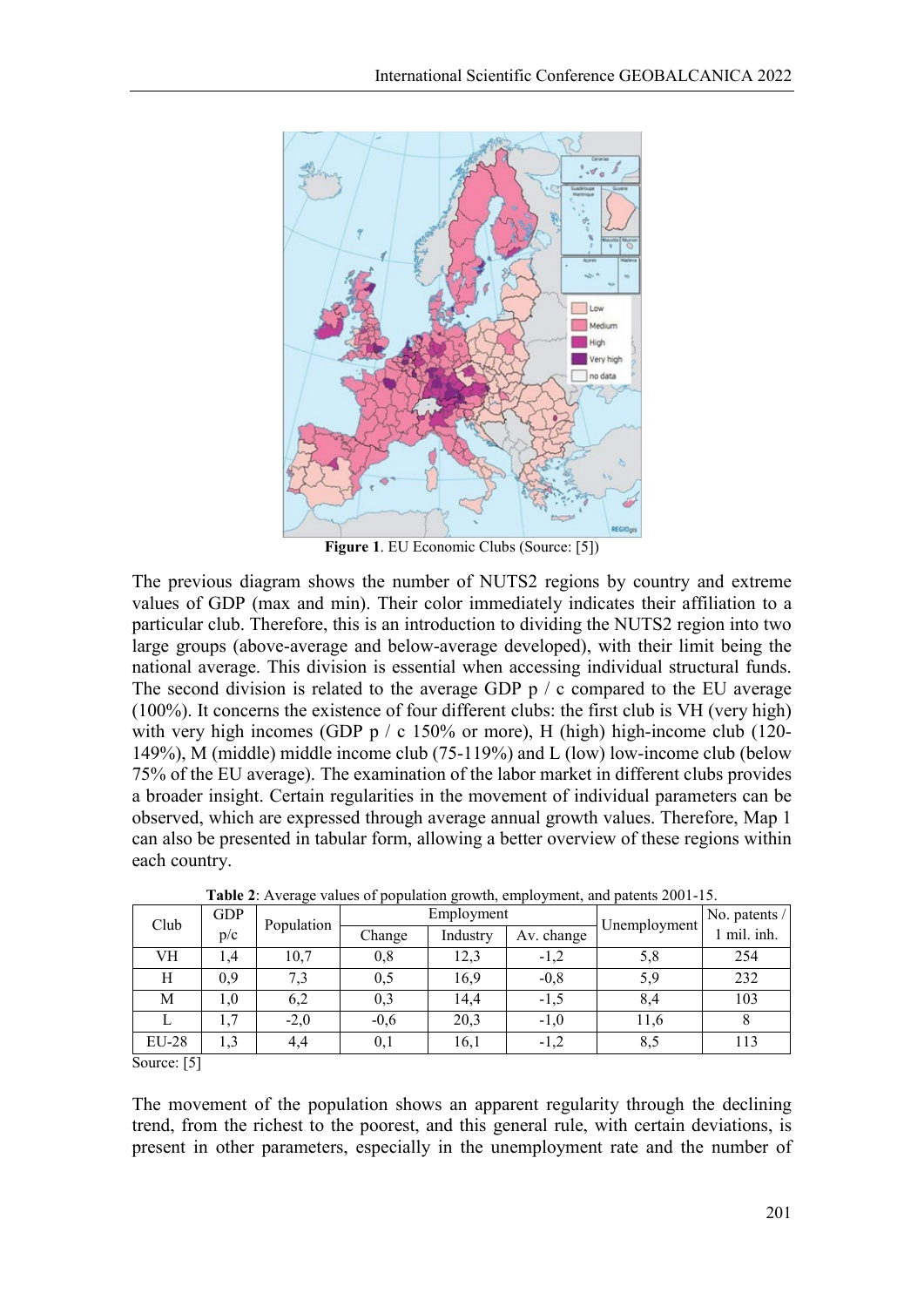**Figure 1**. EU Economic Clubs (Source: [5])

The previous diagram shows the number of NUTS2 regions by country and extreme values of GDP (max and min). Their color immediately indicates their affiliation to a particular club. Therefore, this is an introduction to dividing the NUTS2 region into two large groups (above-average and below-average developed), with their limit being the national average. This division is essential when accessing individual structural funds. The second division is related to the average GDP p / c compared to the EU average (100%). It concerns the existence of four different clubs: the first club is VH (very high) with very high incomes (GDP p / c 150% or more), H (high) high-income club (120-149%), M (middle) middle income club (75-119%) and L (low) low-income club (below 75% of the EU average). The examination of the labor market in different clubs provides a broader insight. Certain regularities in the movement of individual parameters can be observed, which are expressed through average annual growth values. Therefore, Map 1 can also be presented in tabular form, allowing a better overview of these regions within each country.

**Table 2**: Average values of population growth, employment, and patents 2001-15.

| Club | GDP p/c | Population | Employment | | | Unemployment | No. patents / 1 mil. inh. |
|---|---|---|---|---|---|---|---|
| | | | Change | Industry | Av. change | | |
| VH | 1,4 | 10,7 | 0,8 | 12,3 | -1,2 | 5,8 | 254 |
| H | 0,9 | 7,3 | 0,5 | 16,9 | -0,8 | 5,9 | 232 |
| M | 1,0 | 6,2 | 0,3 | 14,4 | -1,5 | 8,4 | 103 |
| L | 1,7 | -2,0 | -0,6 | 20,3 | -1,0 | 11,6 | 8 |
| EU-28 | 1,3 | 4,4 | 0,1 | 16,1 | -1,2 | 8,5 | 113 |

Source: [5]

The movement of the population shows an apparent regularity through the declining trend, from the richest to the poorest, and this general rule, with certain deviations, is present in other parameters, especially in the unemployment rate and the number of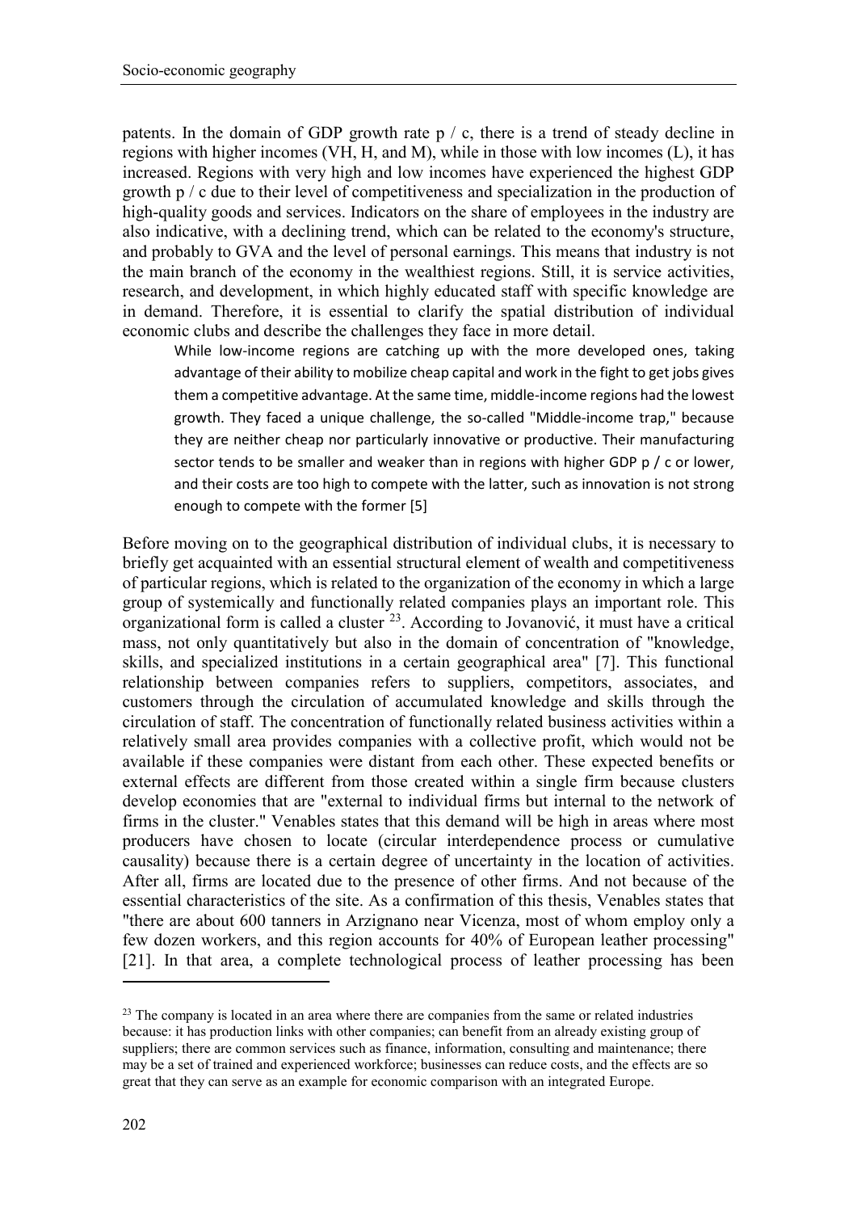patents. In the domain of GDP growth rate p / c, there is a trend of steady decline in regions with higher incomes (VH, H, and M), while in those with low incomes (L), it has increased. Regions with very high and low incomes have experienced the highest GDP growth p / c due to their level of competitiveness and specialization in the production of high-quality goods and services. Indicators on the share of employees in the industry are also indicative, with a declining trend, which can be related to the economy's structure, and probably to GVA and the level of personal earnings. This means that industry is not the main branch of the economy in the wealthiest regions. Still, it is service activities, research, and development, in which highly educated staff with specific knowledge are in demand. Therefore, it is essential to clarify the spatial distribution of individual economic clubs and describe the challenges they face in more detail.

> While low-income regions are catching up with the more developed ones, taking advantage of their ability to mobilize cheap capital and work in the fight to get jobs gives them a competitive advantage. At the same time, middle-income regions had the lowest growth. They faced a unique challenge, the so-called "Middle-income trap," because they are neither cheap nor particularly innovative or productive. Their manufacturing sector tends to be smaller and weaker than in regions with higher GDP p / c or lower, and their costs are too high to compete with the latter, such as innovation is not strong enough to compete with the former [5]

Before moving on to the geographical distribution of individual clubs, it is necessary to briefly get acquainted with an essential structural element of wealth and competitiveness of particular regions, which is related to the organization of the economy in which a large group of systemically and functionally related companies plays an important role. This organizational form is called a cluster [23]. According to Jovanović, it must have a critical mass, not only quantitatively but also in the domain of concentration of "knowledge, skills, and specialized institutions in a certain geographical area" [7]. This functional relationship between companies refers to suppliers, competitors, associates, and customers through the circulation of accumulated knowledge and skills through the circulation of staff. The concentration of functionally related business activities within a relatively small area provides companies with a collective profit, which would not be available if these companies were distant from each other. These expected benefits or external effects are different from those created within a single firm because clusters develop economies that are "external to individual firms but internal to the network of firms in the cluster." Venables states that this demand will be high in areas where most producers have chosen to locate (circular interdependence process or cumulative causality) because there is a certain degree of uncertainty in the location of activities. After all, firms are located due to the presence of other firms. And not because of the essential characteristics of the site. As a confirmation of this thesis, Venables states that "there are about 600 tanners in Arzignano near Vicenza, most of whom employ only a few dozen workers, and this region accounts for 40% of European leather processing" [21]. In that area, a complete technological process of leather processing has been

---

[23] The company is located in an area where there are companies from the same or related industries because: it has production links with other companies; can benefit from an already existing group of suppliers; there are common services such as finance, information, consulting and maintenance; there may be a set of trained and experienced workforce; businesses can reduce costs, and the effects are so great that they can serve as an example for economic comparison with an integrated Europe.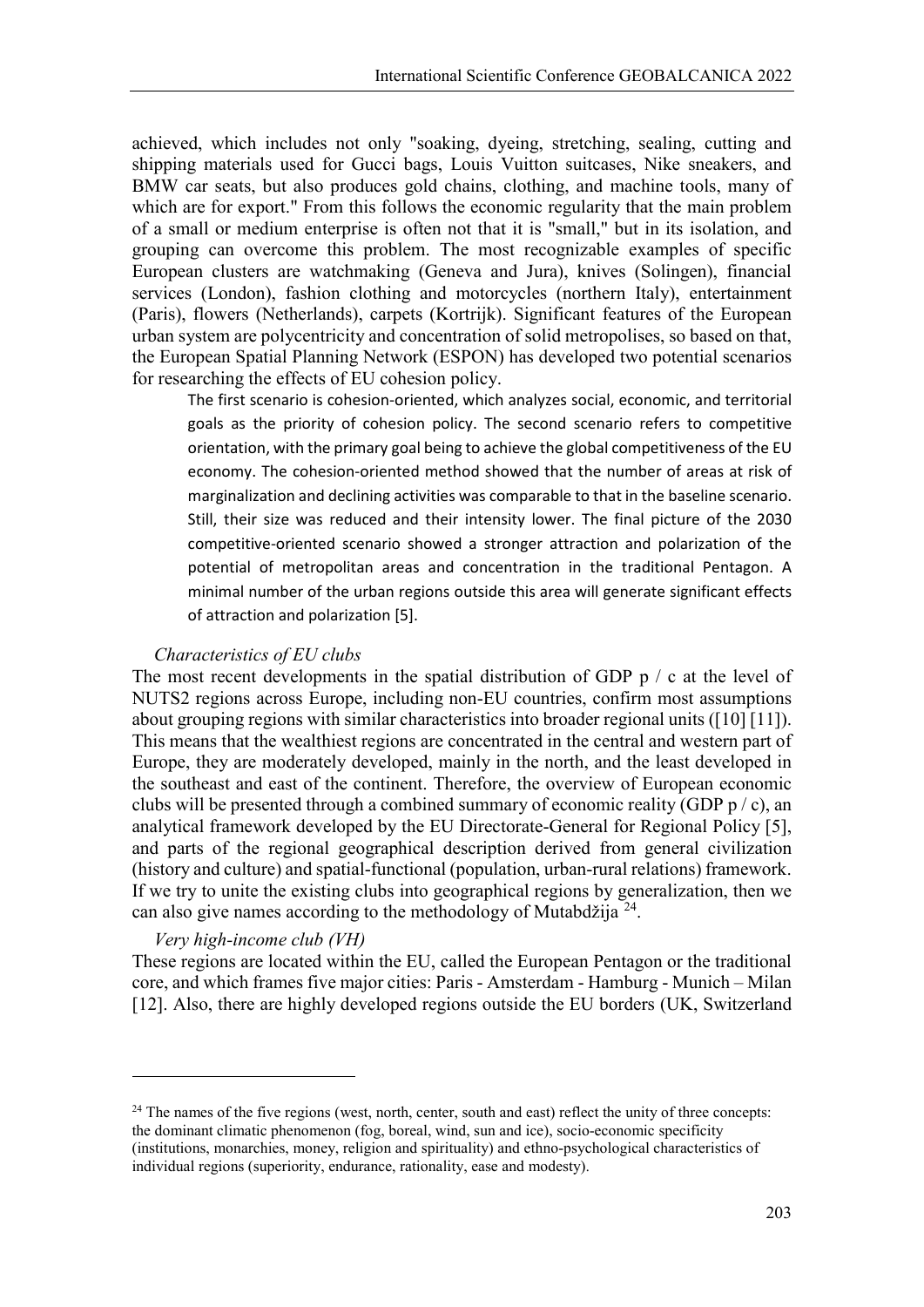achieved, which includes not only "soaking, dyeing, stretching, sealing, cutting and shipping materials used for Gucci bags, Louis Vuitton suitcases, Nike sneakers, and BMW car seats, but also produces gold chains, clothing, and machine tools, many of which are for export." From this follows the economic regularity that the main problem of a small or medium enterprise is often not that it is "small," but in its isolation, and grouping can overcome this problem. The most recognizable examples of specific European clusters are watchmaking (Geneva and Jura), knives (Solingen), financial services (London), fashion clothing and motorcycles (northern Italy), entertainment (Paris), flowers (Netherlands), carpets (Kortrijk). Significant features of the European urban system are polycentricity and concentration of solid metropolises, so based on that, the European Spatial Planning Network (ESPON) has developed two potential scenarios for researching the effects of EU cohesion policy.

> The first scenario is cohesion-oriented, which analyzes social, economic, and territorial goals as the priority of cohesion policy. The second scenario refers to competitive orientation, with the primary goal being to achieve the global competitiveness of the EU economy. The cohesion-oriented method showed that the number of areas at risk of marginalization and declining activities was comparable to that in the baseline scenario. Still, their size was reduced and their intensity lower. The final picture of the 2030 competitive-oriented scenario showed a stronger attraction and polarization of the potential of metropolitan areas and concentration in the traditional Pentagon. A minimal number of the urban regions outside this area will generate significant effects of attraction and polarization [5].

*Characteristics of EU clubs*

The most recent developments in the spatial distribution of GDP p / c at the level of NUTS2 regions across Europe, including non-EU countries, confirm most assumptions about grouping regions with similar characteristics into broader regional units ([10] [11]). This means that the wealthiest regions are concentrated in the central and western part of Europe, they are moderately developed, mainly in the north, and the least developed in the southeast and east of the continent. Therefore, the overview of European economic clubs will be presented through a combined summary of economic reality (GDP p / c), an analytical framework developed by the EU Directorate-General for Regional Policy [5], and parts of the regional geographical description derived from general civilization (history and culture) and spatial-functional (population, urban-rural relations) framework. If we try to unite the existing clubs into geographical regions by generalization, then we can also give names according to the methodology of Mutabdžija [24].

*Very high-income club (VH)*

These regions are located within the EU, called the European Pentagon or the traditional core, and which frames five major cities: Paris - Amsterdam - Hamburg - Munich – Milan [12]. Also, there are highly developed regions outside the EU borders (UK, Switzerland

---

[24] The names of the five regions (west, north, center, south and east) reflect the unity of three concepts: the dominant climatic phenomenon (fog, boreal, wind, sun and ice), socio-economic specificity (institutions, monarchies, money, religion and spirituality) and ethno-psychological characteristics of individual regions (superiority, endurance, rationality, ease and modesty).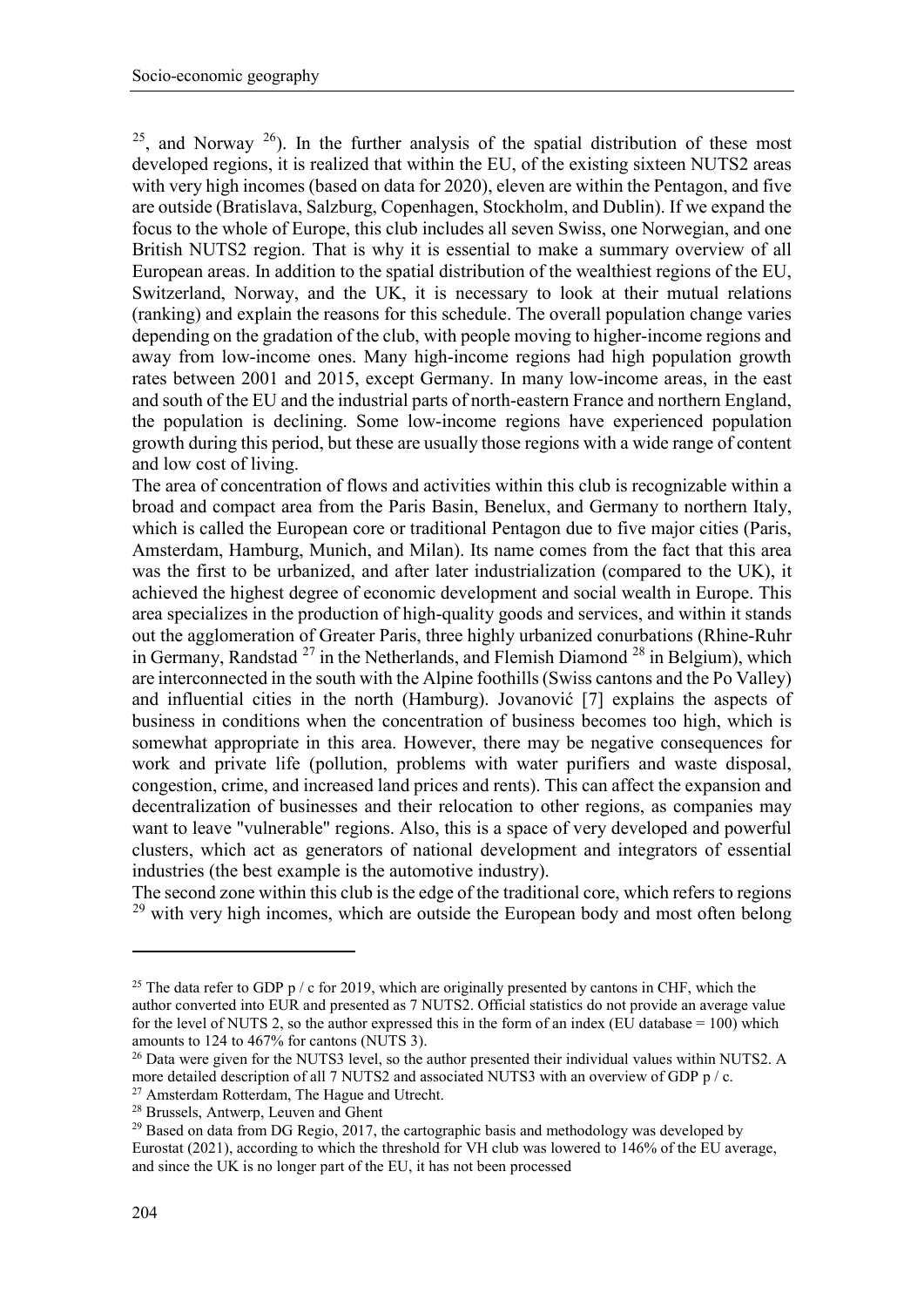[25], and Norway [26]). In the further analysis of the spatial distribution of these most developed regions, it is realized that within the EU, of the existing sixteen NUTS2 areas with very high incomes (based on data for 2020), eleven are within the Pentagon, and five are outside (Bratislava, Salzburg, Copenhagen, Stockholm, and Dublin). If we expand the focus to the whole of Europe, this club includes all seven Swiss, one Norwegian, and one British NUTS2 region. That is why it is essential to make a summary overview of all European areas. In addition to the spatial distribution of the wealthiest regions of the EU, Switzerland, Norway, and the UK, it is necessary to look at their mutual relations (ranking) and explain the reasons for this schedule. The overall population change varies depending on the gradation of the club, with people moving to higher-income regions and away from low-income ones. Many high-income regions had high population growth rates between 2001 and 2015, except Germany. In many low-income areas, in the east and south of the EU and the industrial parts of north-eastern France and northern England, the population is declining. Some low-income regions have experienced population growth during this period, but these are usually those regions with a wide range of content and low cost of living.

The area of concentration of flows and activities within this club is recognizable within a broad and compact area from the Paris Basin, Benelux, and Germany to northern Italy, which is called the European core or traditional Pentagon due to five major cities (Paris, Amsterdam, Hamburg, Munich, and Milan). Its name comes from the fact that this area was the first to be urbanized, and after later industrialization (compared to the UK), it achieved the highest degree of economic development and social wealth in Europe. This area specializes in the production of high-quality goods and services, and within it stands out the agglomeration of Greater Paris, three highly urbanized conurbations (Rhine-Ruhr in Germany, Randstad [27] in the Netherlands, and Flemish Diamond [28] in Belgium), which are interconnected in the south with the Alpine foothills (Swiss cantons and the Po Valley) and influential cities in the north (Hamburg). Jovanović [7] explains the aspects of business in conditions when the concentration of business becomes too high, which is somewhat appropriate in this area. However, there may be negative consequences for work and private life (pollution, problems with water purifiers and waste disposal, congestion, crime, and increased land prices and rents). This can affect the expansion and decentralization of businesses and their relocation to other regions, as companies may want to leave "vulnerable" regions. Also, this is a space of very developed and powerful clusters, which act as generators of national development and integrators of essential industries (the best example is the automotive industry).

The second zone within this club is the edge of the traditional core, which refers to regions [29] with very high incomes, which are outside the European body and most often belong

---

[25] The data refer to GDP p / c for 2019, which are originally presented by cantons in CHF, which the author converted into EUR and presented as 7 NUTS2. Official statistics do not provide an average value for the level of NUTS 2, so the author expressed this in the form of an index (EU database = 100) which amounts to 124 to 467% for cantons (NUTS 3).

[26] Data were given for the NUTS3 level, so the author presented their individual values within NUTS2. A more detailed description of all 7 NUTS2 and associated NUTS3 with an overview of GDP p / c.

[27] Amsterdam Rotterdam, The Hague and Utrecht.

[28] Brussels, Antwerp, Leuven and Ghent

[29] Based on data from DG Regio, 2017, the cartographic basis and methodology was developed by Eurostat (2021), according to which the threshold for VH club was lowered to 146% of the EU average, and since the UK is no longer part of the EU, it has not been processed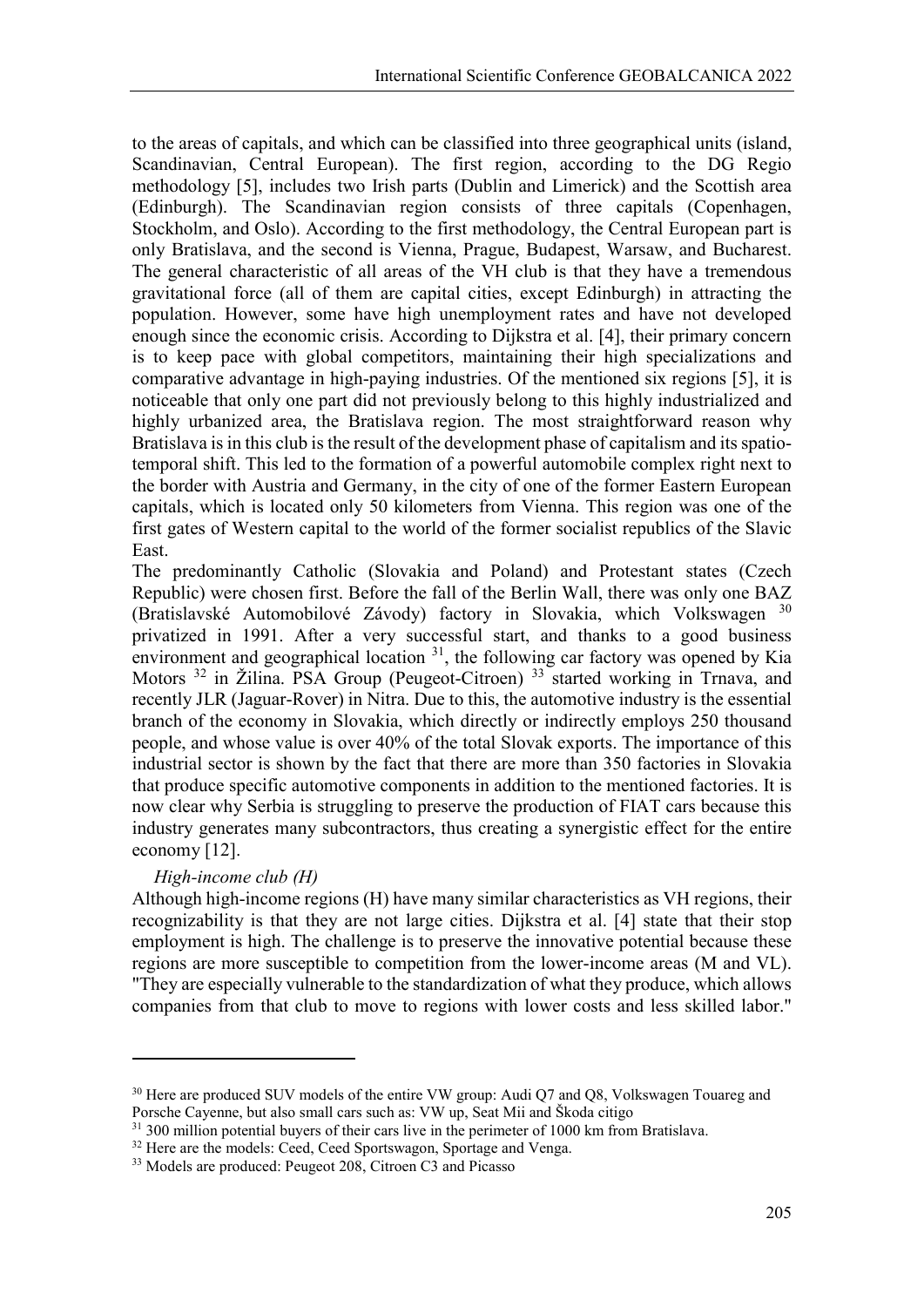to the areas of capitals, and which can be classified into three geographical units (island, Scandinavian, Central European). The first region, according to the DG Regio methodology [5], includes two Irish parts (Dublin and Limerick) and the Scottish area (Edinburgh). The Scandinavian region consists of three capitals (Copenhagen, Stockholm, and Oslo). According to the first methodology, the Central European part is only Bratislava, and the second is Vienna, Prague, Budapest, Warsaw, and Bucharest. The general characteristic of all areas of the VH club is that they have a tremendous gravitational force (all of them are capital cities, except Edinburgh) in attracting the population. However, some have high unemployment rates and have not developed enough since the economic crisis. According to Dijkstra et al. [4], their primary concern is to keep pace with global competitors, maintaining their high specializations and comparative advantage in high-paying industries. Of the mentioned six regions [5], it is noticeable that only one part did not previously belong to this highly industrialized and highly urbanized area, the Bratislava region. The most straightforward reason why Bratislava is in this club is the result of the development phase of capitalism and its spatio-temporal shift. This led to the formation of a powerful automobile complex right next to the border with Austria and Germany, in the city of one of the former Eastern European capitals, which is located only 50 kilometers from Vienna. This region was one of the first gates of Western capital to the world of the former socialist republics of the Slavic East.

The predominantly Catholic (Slovakia and Poland) and Protestant states (Czech Republic) were chosen first. Before the fall of the Berlin Wall, there was only one BAZ (Bratislavské Automobilové Závody) factory in Slovakia, which Volkswagen [30] privatized in 1991. After a very successful start, and thanks to a good business environment and geographical location [31], the following car factory was opened by Kia Motors [32] in Žilina. PSA Group (Peugeot-Citroen) [33] started working in Trnava, and recently JLR (Jaguar-Rover) in Nitra. Due to this, the automotive industry is the essential branch of the economy in Slovakia, which directly or indirectly employs 250 thousand people, and whose value is over 40% of the total Slovak exports. The importance of this industrial sector is shown by the fact that there are more than 350 factories in Slovakia that produce specific automotive components in addition to the mentioned factories. It is now clear why Serbia is struggling to preserve the production of FIAT cars because this industry generates many subcontractors, thus creating a synergistic effect for the entire economy [12].

*High-income club (H)*

Although high-income regions (H) have many similar characteristics as VH regions, their recognizability is that they are not large cities. Dijkstra et al. [4] state that their stop employment is high. The challenge is to preserve the innovative potential because these regions are more susceptible to competition from the lower-income areas (M and VL). "They are especially vulnerable to the standardization of what they produce, which allows companies from that club to move to regions with lower costs and less skilled labor."

---

[30] Here are produced SUV models of the entire VW group: Audi Q7 and Q8, Volkswagen Touareg and Porsche Cayenne, but also small cars such as: VW up, Seat Mii and Škoda citigo

[31] 300 million potential buyers of their cars live in the perimeter of 1000 km from Bratislava.

[32] Here are the models: Ceed, Ceed Sportswagon, Sportage and Venga.

[33] Models are produced: Peugeot 208, Citroen C3 and Picasso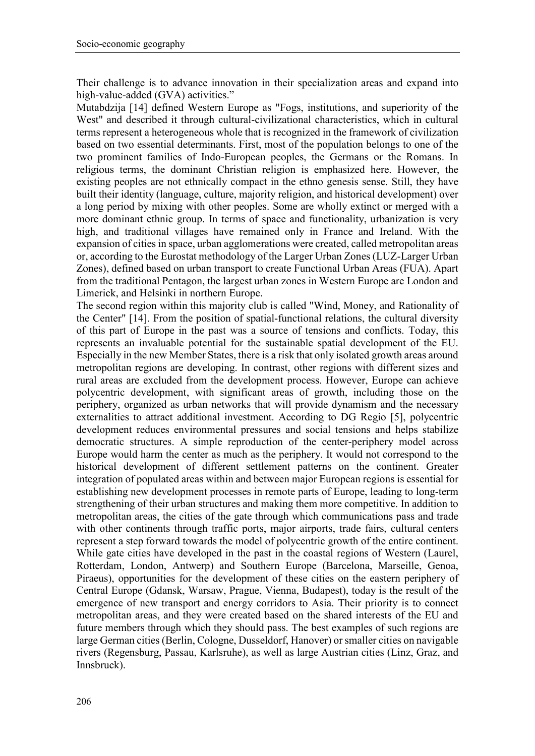Their challenge is to advance innovation in their specialization areas and expand into high-value-added (GVA) activities."

Mutabdzija [14] defined Western Europe as "Fogs, institutions, and superiority of the West" and described it through cultural-civilizational characteristics, which in cultural terms represent a heterogeneous whole that is recognized in the framework of civilization based on two essential determinants. First, most of the population belongs to one of the two prominent families of Indo-European peoples, the Germans or the Romans. In religious terms, the dominant Christian religion is emphasized here. However, the existing peoples are not ethnically compact in the ethno genesis sense. Still, they have built their identity (language, culture, majority religion, and historical development) over a long period by mixing with other peoples. Some are wholly extinct or merged with a more dominant ethnic group. In terms of space and functionality, urbanization is very high, and traditional villages have remained only in France and Ireland. With the expansion of cities in space, urban agglomerations were created, called metropolitan areas or, according to the Eurostat methodology of the Larger Urban Zones (LUZ-Larger Urban Zones), defined based on urban transport to create Functional Urban Areas (FUA). Apart from the traditional Pentagon, the largest urban zones in Western Europe are London and Limerick, and Helsinki in northern Europe.

The second region within this majority club is called "Wind, Money, and Rationality of the Center" [14]. From the position of spatial-functional relations, the cultural diversity of this part of Europe in the past was a source of tensions and conflicts. Today, this represents an invaluable potential for the sustainable spatial development of the EU. Especially in the new Member States, there is a risk that only isolated growth areas around metropolitan regions are developing. In contrast, other regions with different sizes and rural areas are excluded from the development process. However, Europe can achieve polycentric development, with significant areas of growth, including those on the periphery, organized as urban networks that will provide dynamism and the necessary externalities to attract additional investment. According to DG Regio [5], polycentric development reduces environmental pressures and social tensions and helps stabilize democratic structures. A simple reproduction of the center-periphery model across Europe would harm the center as much as the periphery. It would not correspond to the historical development of different settlement patterns on the continent. Greater integration of populated areas within and between major European regions is essential for establishing new development processes in remote parts of Europe, leading to long-term strengthening of their urban structures and making them more competitive. In addition to metropolitan areas, the cities of the gate through which communications pass and trade with other continents through traffic ports, major airports, trade fairs, cultural centers represent a step forward towards the model of polycentric growth of the entire continent. While gate cities have developed in the past in the coastal regions of Western (Laurel, Rotterdam, London, Antwerp) and Southern Europe (Barcelona, Marseille, Genoa, Piraeus), opportunities for the development of these cities on the eastern periphery of Central Europe (Gdansk, Warsaw, Prague, Vienna, Budapest), today is the result of the emergence of new transport and energy corridors to Asia. Their priority is to connect metropolitan areas, and they were created based on the shared interests of the EU and future members through which they should pass. The best examples of such regions are large German cities (Berlin, Cologne, Dusseldorf, Hanover) or smaller cities on navigable rivers (Regensburg, Passau, Karlsruhe), as well as large Austrian cities (Linz, Graz, and Innsbruck).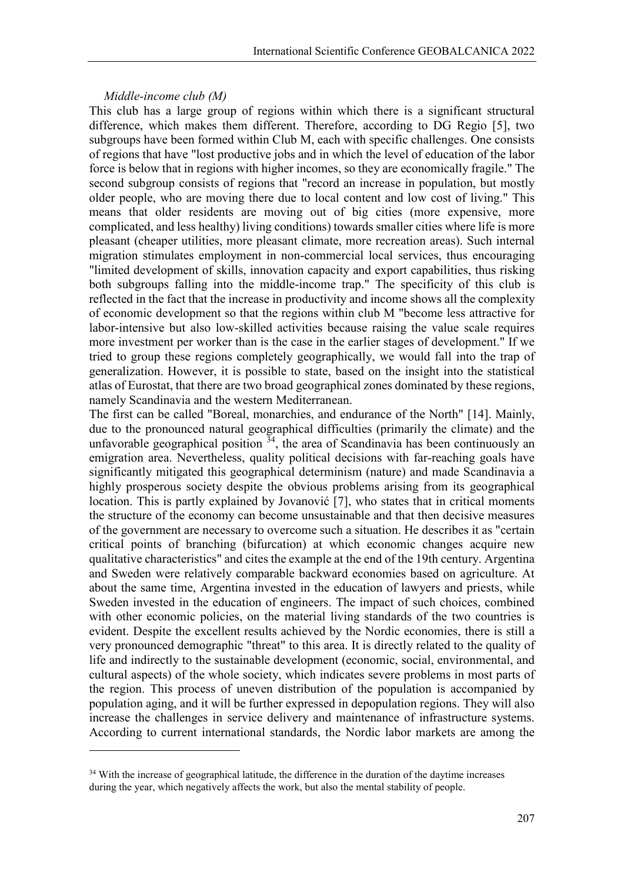*Middle-income club (M)*

This club has a large group of regions within which there is a significant structural difference, which makes them different. Therefore, according to DG Regio [5], two subgroups have been formed within Club M, each with specific challenges. One consists of regions that have "lost productive jobs and in which the level of education of the labor force is below that in regions with higher incomes, so they are economically fragile." The second subgroup consists of regions that "record an increase in population, but mostly older people, who are moving there due to local content and low cost of living." This means that older residents are moving out of big cities (more expensive, more complicated, and less healthy) living conditions) towards smaller cities where life is more pleasant (cheaper utilities, more pleasant climate, more recreation areas). Such internal migration stimulates employment in non-commercial local services, thus encouraging "limited development of skills, innovation capacity and export capabilities, thus risking both subgroups falling into the middle-income trap." The specificity of this club is reflected in the fact that the increase in productivity and income shows all the complexity of economic development so that the regions within club M "become less attractive for labor-intensive but also low-skilled activities because raising the value scale requires more investment per worker than is the case in the earlier stages of development." If we tried to group these regions completely geographically, we would fall into the trap of generalization. However, it is possible to state, based on the insight into the statistical atlas of Eurostat, that there are two broad geographical zones dominated by these regions, namely Scandinavia and the western Mediterranean.

The first can be called "Boreal, monarchies, and endurance of the North" [14]. Mainly, due to the pronounced natural geographical difficulties (primarily the climate) and the unfavorable geographical position [34], the area of Scandinavia has been continuously an emigration area. Nevertheless, quality political decisions with far-reaching goals have significantly mitigated this geographical determinism (nature) and made Scandinavia a highly prosperous society despite the obvious problems arising from its geographical location. This is partly explained by Jovanović [7], who states that in critical moments the structure of the economy can become unsustainable and that then decisive measures of the government are necessary to overcome such a situation. He describes it as "certain critical points of branching (bifurcation) at which economic changes acquire new qualitative characteristics" and cites the example at the end of the 19th century. Argentina and Sweden were relatively comparable backward economies based on agriculture. At about the same time, Argentina invested in the education of lawyers and priests, while Sweden invested in the education of engineers. The impact of such choices, combined with other economic policies, on the material living standards of the two countries is evident. Despite the excellent results achieved by the Nordic economies, there is still a very pronounced demographic "threat" to this area. It is directly related to the quality of life and indirectly to the sustainable development (economic, social, environmental, and cultural aspects) of the whole society, which indicates severe problems in most parts of the region. This process of uneven distribution of the population is accompanied by population aging, and it will be further expressed in depopulation regions. They will also increase the challenges in service delivery and maintenance of infrastructure systems. According to current international standards, the Nordic labor markets are among the

---

[34] With the increase of geographical latitude, the difference in the duration of the daytime increases during the year, which negatively affects the work, but also the mental stability of people.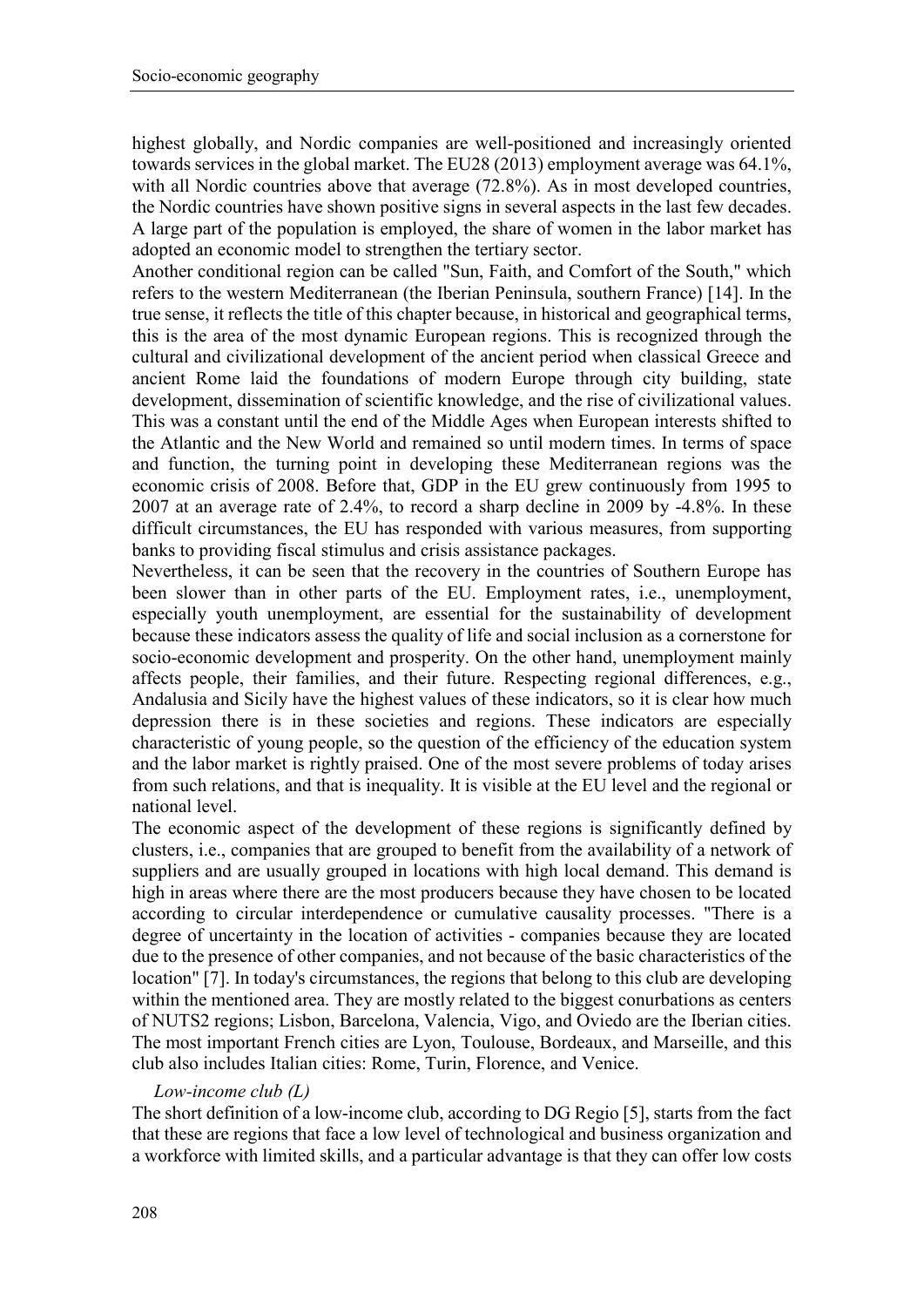highest globally, and Nordic companies are well-positioned and increasingly oriented towards services in the global market. The EU28 (2013) employment average was 64.1%, with all Nordic countries above that average (72.8%). As in most developed countries, the Nordic countries have shown positive signs in several aspects in the last few decades. A large part of the population is employed, the share of women in the labor market has adopted an economic model to strengthen the tertiary sector.

Another conditional region can be called "Sun, Faith, and Comfort of the South," which refers to the western Mediterranean (the Iberian Peninsula, southern France) [14]. In the true sense, it reflects the title of this chapter because, in historical and geographical terms, this is the area of the most dynamic European regions. This is recognized through the cultural and civilizational development of the ancient period when classical Greece and ancient Rome laid the foundations of modern Europe through city building, state development, dissemination of scientific knowledge, and the rise of civilizational values. This was a constant until the end of the Middle Ages when European interests shifted to the Atlantic and the New World and remained so until modern times. In terms of space and function, the turning point in developing these Mediterranean regions was the economic crisis of 2008. Before that, GDP in the EU grew continuously from 1995 to 2007 at an average rate of 2.4%, to record a sharp decline in 2009 by -4.8%. In these difficult circumstances, the EU has responded with various measures, from supporting banks to providing fiscal stimulus and crisis assistance packages.

Nevertheless, it can be seen that the recovery in the countries of Southern Europe has been slower than in other parts of the EU. Employment rates, i.e., unemployment, especially youth unemployment, are essential for the sustainability of development because these indicators assess the quality of life and social inclusion as a cornerstone for socio-economic development and prosperity. On the other hand, unemployment mainly affects people, their families, and their future. Respecting regional differences, e.g., Andalusia and Sicily have the highest values of these indicators, so it is clear how much depression there is in these societies and regions. These indicators are especially characteristic of young people, so the question of the efficiency of the education system and the labor market is rightly praised. One of the most severe problems of today arises from such relations, and that is inequality. It is visible at the EU level and the regional or national level.

The economic aspect of the development of these regions is significantly defined by clusters, i.e., companies that are grouped to benefit from the availability of a network of suppliers and are usually grouped in locations with high local demand. This demand is high in areas where there are the most producers because they have chosen to be located according to circular interdependence or cumulative causality processes. "There is a degree of uncertainty in the location of activities - companies because they are located due to the presence of other companies, and not because of the basic characteristics of the location" [7]. In today's circumstances, the regions that belong to this club are developing within the mentioned area. They are mostly related to the biggest conurbations as centers of NUTS2 regions; Lisbon, Barcelona, Valencia, Vigo, and Oviedo are the Iberian cities. The most important French cities are Lyon, Toulouse, Bordeaux, and Marseille, and this club also includes Italian cities: Rome, Turin, Florence, and Venice.

*Low-income club (L)*

The short definition of a low-income club, according to DG Regio [5], starts from the fact that these are regions that face a low level of technological and business organization and a workforce with limited skills, and a particular advantage is that they can offer low costs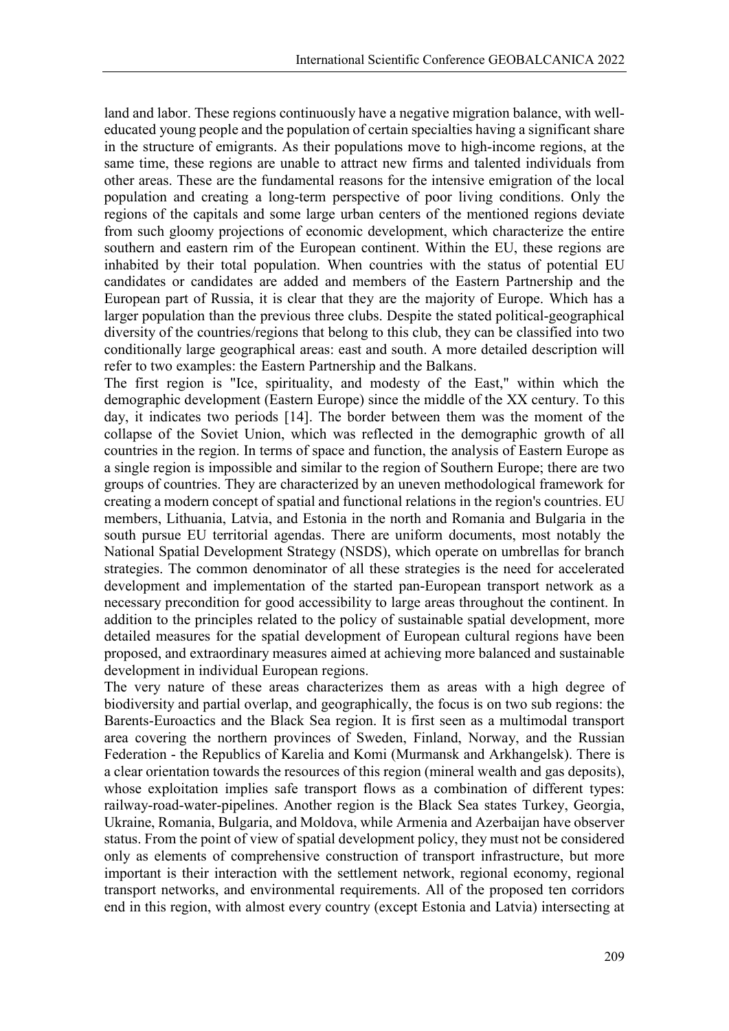land and labor. These regions continuously have a negative migration balance, with well-educated young people and the population of certain specialties having a significant share in the structure of emigrants. As their populations move to high-income regions, at the same time, these regions are unable to attract new firms and talented individuals from other areas. These are the fundamental reasons for the intensive emigration of the local population and creating a long-term perspective of poor living conditions. Only the regions of the capitals and some large urban centers of the mentioned regions deviate from such gloomy projections of economic development, which characterize the entire southern and eastern rim of the European continent. Within the EU, these regions are inhabited by their total population. When countries with the status of potential EU candidates or candidates are added and members of the Eastern Partnership and the European part of Russia, it is clear that they are the majority of Europe. Which has a larger population than the previous three clubs. Despite the stated political-geographical diversity of the countries/regions that belong to this club, they can be classified into two conditionally large geographical areas: east and south. A more detailed description will refer to two examples: the Eastern Partnership and the Balkans.

The first region is "Ice, spirituality, and modesty of the East," within which the demographic development (Eastern Europe) since the middle of the XX century. To this day, it indicates two periods [14]. The border between them was the moment of the collapse of the Soviet Union, which was reflected in the demographic growth of all countries in the region. In terms of space and function, the analysis of Eastern Europe as a single region is impossible and similar to the region of Southern Europe; there are two groups of countries. They are characterized by an uneven methodological framework for creating a modern concept of spatial and functional relations in the region's countries. EU members, Lithuania, Latvia, and Estonia in the north and Romania and Bulgaria in the south pursue EU territorial agendas. There are uniform documents, most notably the National Spatial Development Strategy (NSDS), which operate on umbrellas for branch strategies. The common denominator of all these strategies is the need for accelerated development and implementation of the started pan-European transport network as a necessary precondition for good accessibility to large areas throughout the continent. In addition to the principles related to the policy of sustainable spatial development, more detailed measures for the spatial development of European cultural regions have been proposed, and extraordinary measures aimed at achieving more balanced and sustainable development in individual European regions.

The very nature of these areas characterizes them as areas with a high degree of biodiversity and partial overlap, and geographically, the focus is on two sub regions: the Barents-Euroactics and the Black Sea region. It is first seen as a multimodal transport area covering the northern provinces of Sweden, Finland, Norway, and the Russian Federation - the Republics of Karelia and Komi (Murmansk and Arkhangelsk). There is a clear orientation towards the resources of this region (mineral wealth and gas deposits), whose exploitation implies safe transport flows as a combination of different types: railway-road-water-pipelines. Another region is the Black Sea states Turkey, Georgia, Ukraine, Romania, Bulgaria, and Moldova, while Armenia and Azerbaijan have observer status. From the point of view of spatial development policy, they must not be considered only as elements of comprehensive construction of transport infrastructure, but more important is their interaction with the settlement network, regional economy, regional transport networks, and environmental requirements. All of the proposed ten corridors end in this region, with almost every country (except Estonia and Latvia) intersecting at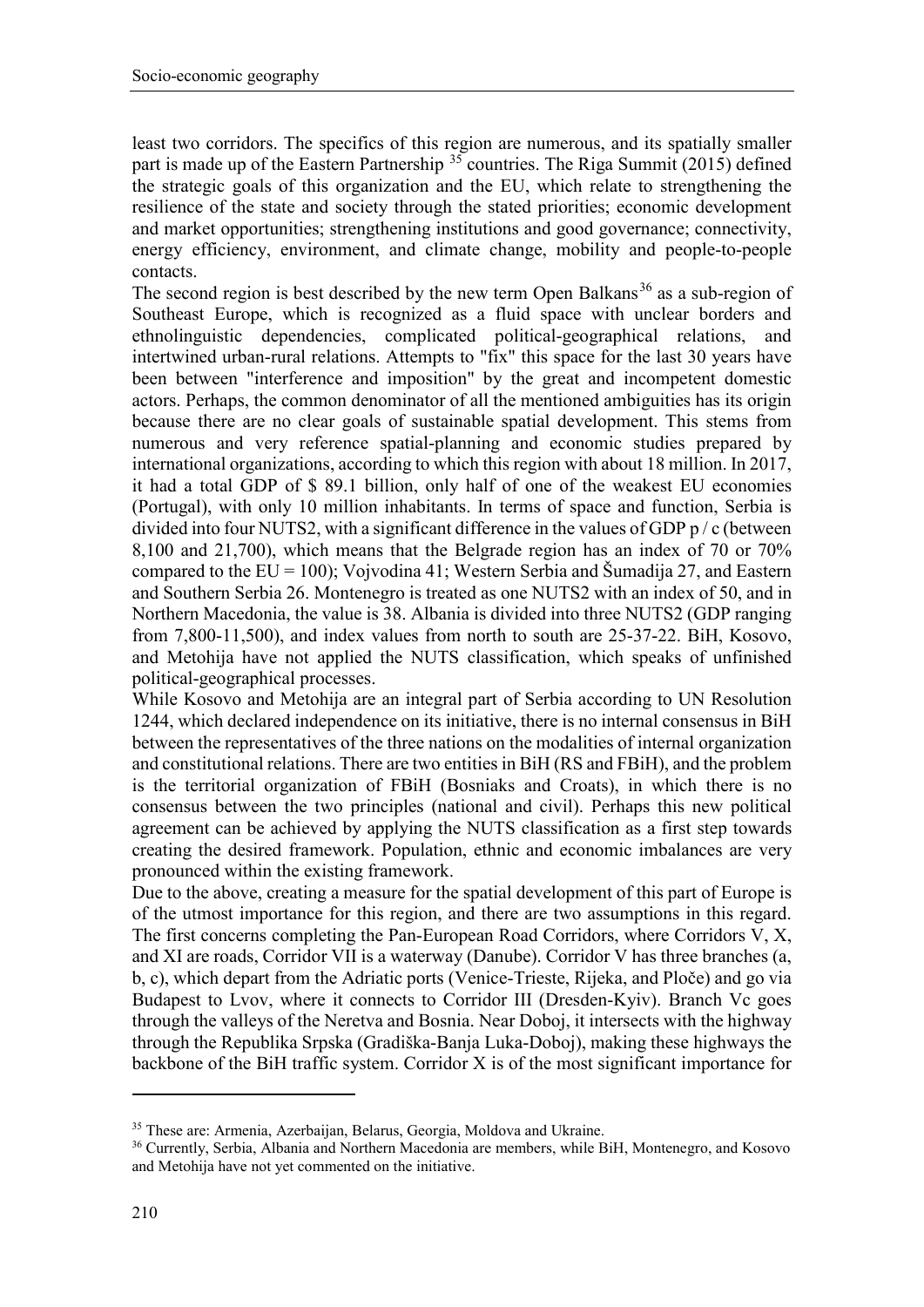least two corridors. The specifics of this region are numerous, and its spatially smaller part is made up of the Eastern Partnership [35] countries. The Riga Summit (2015) defined the strategic goals of this organization and the EU, which relate to strengthening the resilience of the state and society through the stated priorities; economic development and market opportunities; strengthening institutions and good governance; connectivity, energy efficiency, environment, and climate change, mobility and people-to-people contacts.

The second region is best described by the new term Open Balkans[36] as a sub-region of Southeast Europe, which is recognized as a fluid space with unclear borders and ethnolinguistic dependencies, complicated political-geographical relations, and intertwined urban-rural relations. Attempts to "fix" this space for the last 30 years have been between "interference and imposition" by the great and incompetent domestic actors. Perhaps, the common denominator of all the mentioned ambiguities has its origin because there are no clear goals of sustainable spatial development. This stems from numerous and very reference spatial-planning and economic studies prepared by international organizations, according to which this region with about 18 million. In 2017, it had a total GDP of $ 89.1 billion, only half of one of the weakest EU economies (Portugal), with only 10 million inhabitants. In terms of space and function, Serbia is divided into four NUTS2, with a significant difference in the values of GDP p / c (between 8,100 and 21,700), which means that the Belgrade region has an index of 70 or 70% compared to the EU = 100); Vojvodina 41; Western Serbia and Šumadija 27, and Eastern and Southern Serbia 26. Montenegro is treated as one NUTS2 with an index of 50, and in Northern Macedonia, the value is 38. Albania is divided into three NUTS2 (GDP ranging from 7,800-11,500), and index values from north to south are 25-37-22. BiH, Kosovo, and Metohija have not applied the NUTS classification, which speaks of unfinished political-geographical processes.

While Kosovo and Metohija are an integral part of Serbia according to UN Resolution 1244, which declared independence on its initiative, there is no internal consensus in BiH between the representatives of the three nations on the modalities of internal organization and constitutional relations. There are two entities in BiH (RS and FBiH), and the problem is the territorial organization of FBiH (Bosniaks and Croats), in which there is no consensus between the two principles (national and civil). Perhaps this new political agreement can be achieved by applying the NUTS classification as a first step towards creating the desired framework. Population, ethnic and economic imbalances are very pronounced within the existing framework.

Due to the above, creating a measure for the spatial development of this part of Europe is of the utmost importance for this region, and there are two assumptions in this regard. The first concerns completing the Pan-European Road Corridors, where Corridors V, X, and XI are roads, Corridor VII is a waterway (Danube). Corridor V has three branches (a, b, c), which depart from the Adriatic ports (Venice-Trieste, Rijeka, and Ploče) and go via Budapest to Lvov, where it connects to Corridor III (Dresden-Kyiv). Branch Vc goes through the valleys of the Neretva and Bosnia. Near Doboj, it intersects with the highway through the Republika Srpska (Gradiška-Banja Luka-Doboj), making these highways the backbone of the BiH traffic system. Corridor X is of the most significant importance for

---

[35] These are: Armenia, Azerbaijan, Belarus, Georgia, Moldova and Ukraine.

[36] Currently, Serbia, Albania and Northern Macedonia are members, while BiH, Montenegro, and Kosovo and Metohija have not yet commented on the initiative.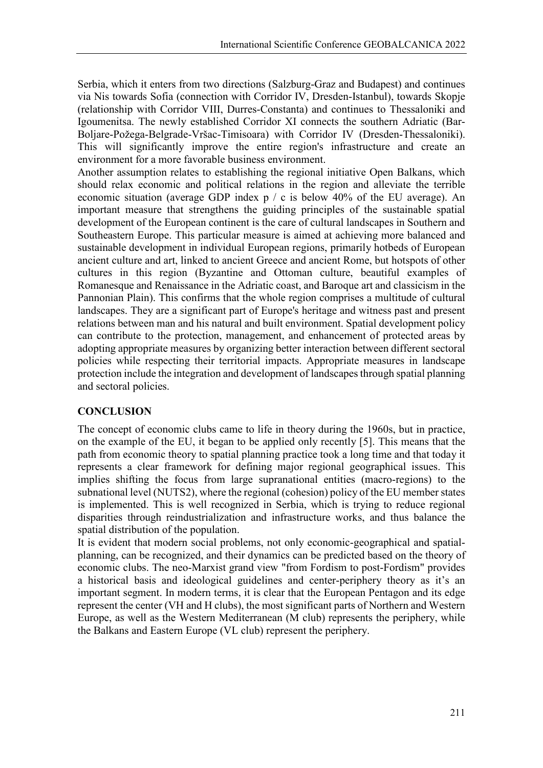Serbia, which it enters from two directions (Salzburg-Graz and Budapest) and continues via Nis towards Sofia (connection with Corridor IV, Dresden-Istanbul), towards Skopje (relationship with Corridor VIII, Durres-Constanta) and continues to Thessaloniki and Igoumenitsa. The newly established Corridor XI connects the southern Adriatic (Bar-Boljare-Požega-Belgrade-Vršac-Timisoara) with Corridor IV (Dresden-Thessaloniki). This will significantly improve the entire region's infrastructure and create an environment for a more favorable business environment.

Another assumption relates to establishing the regional initiative Open Balkans, which should relax economic and political relations in the region and alleviate the terrible economic situation (average GDP index p / c is below 40% of the EU average). An important measure that strengthens the guiding principles of the sustainable spatial development of the European continent is the care of cultural landscapes in Southern and Southeastern Europe. This particular measure is aimed at achieving more balanced and sustainable development in individual European regions, primarily hotbeds of European ancient culture and art, linked to ancient Greece and ancient Rome, but hotspots of other cultures in this region (Byzantine and Ottoman culture, beautiful examples of Romanesque and Renaissance in the Adriatic coast, and Baroque art and classicism in the Pannonian Plain). This confirms that the whole region comprises a multitude of cultural landscapes. They are a significant part of Europe's heritage and witness past and present relations between man and his natural and built environment. Spatial development policy can contribute to the protection, management, and enhancement of protected areas by adopting appropriate measures by organizing better interaction between different sectoral policies while respecting their territorial impacts. Appropriate measures in landscape protection include the integration and development of landscapes through spatial planning and sectoral policies.

## CONCLUSION

The concept of economic clubs came to life in theory during the 1960s, but in practice, on the example of the EU, it began to be applied only recently [5]. This means that the path from economic theory to spatial planning practice took a long time and that today it represents a clear framework for defining major regional geographical issues. This implies shifting the focus from large supranational entities (macro-regions) to the subnational level (NUTS2), where the regional (cohesion) policy of the EU member states is implemented. This is well recognized in Serbia, which is trying to reduce regional disparities through reindustrialization and infrastructure works, and thus balance the spatial distribution of the population.

It is evident that modern social problems, not only economic-geographical and spatial-planning, can be recognized, and their dynamics can be predicted based on the theory of economic clubs. The neo-Marxist grand view "from Fordism to post-Fordism" provides a historical basis and ideological guidelines and center-periphery theory as it's an important segment. In modern terms, it is clear that the European Pentagon and its edge represent the center (VH and H clubs), the most significant parts of Northern and Western Europe, as well as the Western Mediterranean (M club) represents the periphery, while the Balkans and Eastern Europe (VL club) represent the periphery.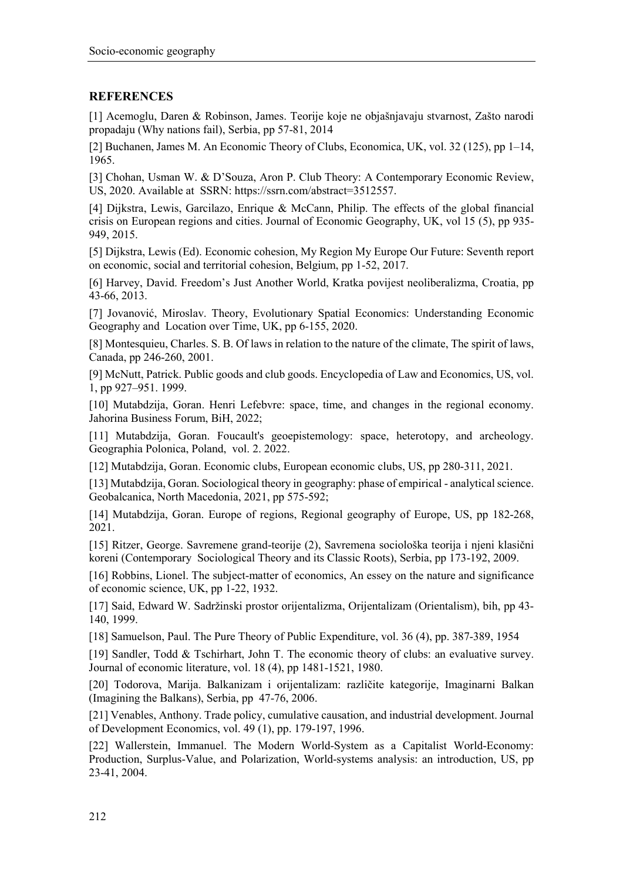## REFERENCES

[1] Acemoglu, Daren & Robinson, James. Teorije koje ne objašnjavaju stvarnost, Zašto narodi propadaju (Why nations fail), Serbia, pp 57-81, 2014

[2] Buchanen, James M. An Economic Theory of Clubs, Economica, UK, vol. 32 (125), pp 1–14, 1965.

[3] Chohan, Usman W. & D'Souza, Aron P. Club Theory: A Contemporary Economic Review, US, 2020. Available at SSRN: https://ssrn.com/abstract=3512557.

[4] Dijkstra, Lewis, Garcilazo, Enrique & McCann, Philip. The effects of the global financial crisis on European regions and cities. Journal of Economic Geography, UK, vol 15 (5), pp 935-949, 2015.

[5] Dijkstra, Lewis (Ed). Economic cohesion, My Region My Europe Our Future: Seventh report on economic, social and territorial cohesion, Belgium, pp 1-52, 2017.

[6] Harvey, David. Freedom's Just Another World, Kratka povijest neoliberalizma, Croatia, pp 43-66, 2013.

[7] Jovanović, Miroslav. Theory, Evolutionary Spatial Economics: Understanding Economic Geography and Location over Time, UK, pp 6-155, 2020.

[8] Montesquieu, Charles. S. B. Of laws in relation to the nature of the climate, The spirit of laws, Canada, pp 246-260, 2001.

[9] McNutt, Patrick. Public goods and club goods. Encyclopedia of Law and Economics, US, vol. 1, pp 927–951. 1999.

[10] Mutabdzija, Goran. Henri Lefebvre: space, time, and changes in the regional economy. Jahorina Business Forum, BiH, 2022;

[11] Mutabdzija, Goran. Foucault's geoepistemology: space, heterotopy, and archeology. Geographia Polonica, Poland, vol. 2. 2022.

[12] Mutabdzija, Goran. Economic clubs, European economic clubs, US, pp 280-311, 2021.

[13] Mutabdzija, Goran. Sociological theory in geography: phase of empirical - analytical science. Geobalcanica, North Macedonia, 2021, pp 575-592;

[14] Mutabdzija, Goran. Europe of regions, Regional geography of Europe, US, pp 182-268, 2021.

[15] Ritzer, George. Savremene grand-teorije (2), Savremena sociološka teorija i njeni klasični koreni (Contemporary Sociological Theory and its Classic Roots), Serbia, pp 173-192, 2009.

[16] Robbins, Lionel. The subject-matter of economics, An essey on the nature and significance of economic science, UK, pp 1-22, 1932.

[17] Said, Edward W. Sadržinski prostor orijentalizma, Orijentalizam (Orientalism), bih, pp 43-140, 1999.

[18] Samuelson, Paul. The Pure Theory of Public Expenditure, vol. 36 (4), pp. 387-389, 1954

[19] Sandler, Todd & Tschirhart, John T. The economic theory of clubs: an evaluative survey. Journal of economic literature, vol. 18 (4), pp 1481-1521, 1980.

[20] Todorova, Marija. Balkanizam i orijentalizam: različite kategorije, Imaginarni Balkan (Imagining the Balkans), Serbia, pp 47-76, 2006.

[21] Venables, Anthony. Trade policy, cumulative causation, and industrial development. Journal of Development Economics, vol. 49 (1), pp. 179-197, 1996.

[22] Wallerstein, Immanuel. The Modern World-System as a Capitalist World-Economy: Production, Surplus-Value, and Polarization, World-systems analysis: an introduction, US, pp 23-41, 2004.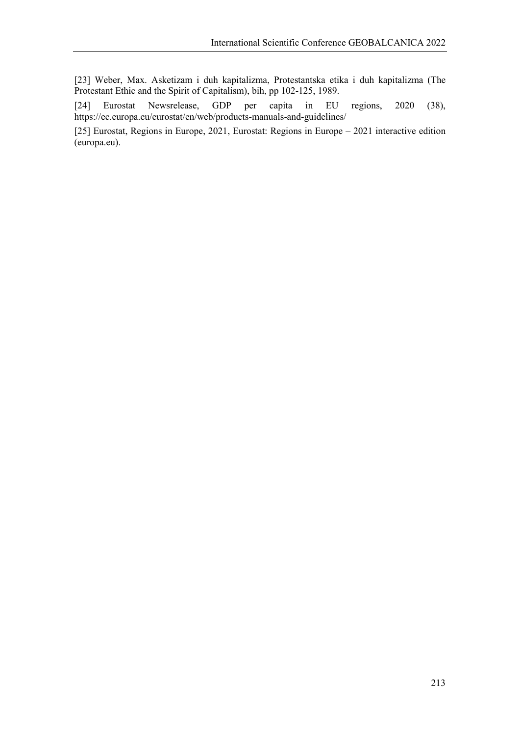[23] Weber, Max. Asketizam i duh kapitalizma, Protestantska etika i duh kapitalizma (The Protestant Ethic and the Spirit of Capitalism), bih, pp 102-125, 1989.

[24] Eurostat Newsrelease, GDP per capita in EU regions, 2020 (38), https://ec.europa.eu/eurostat/en/web/products-manuals-and-guidelines/

[25] Eurostat, Regions in Europe, 2021, Eurostat: Regions in Europe – 2021 interactive edition (europa.eu).